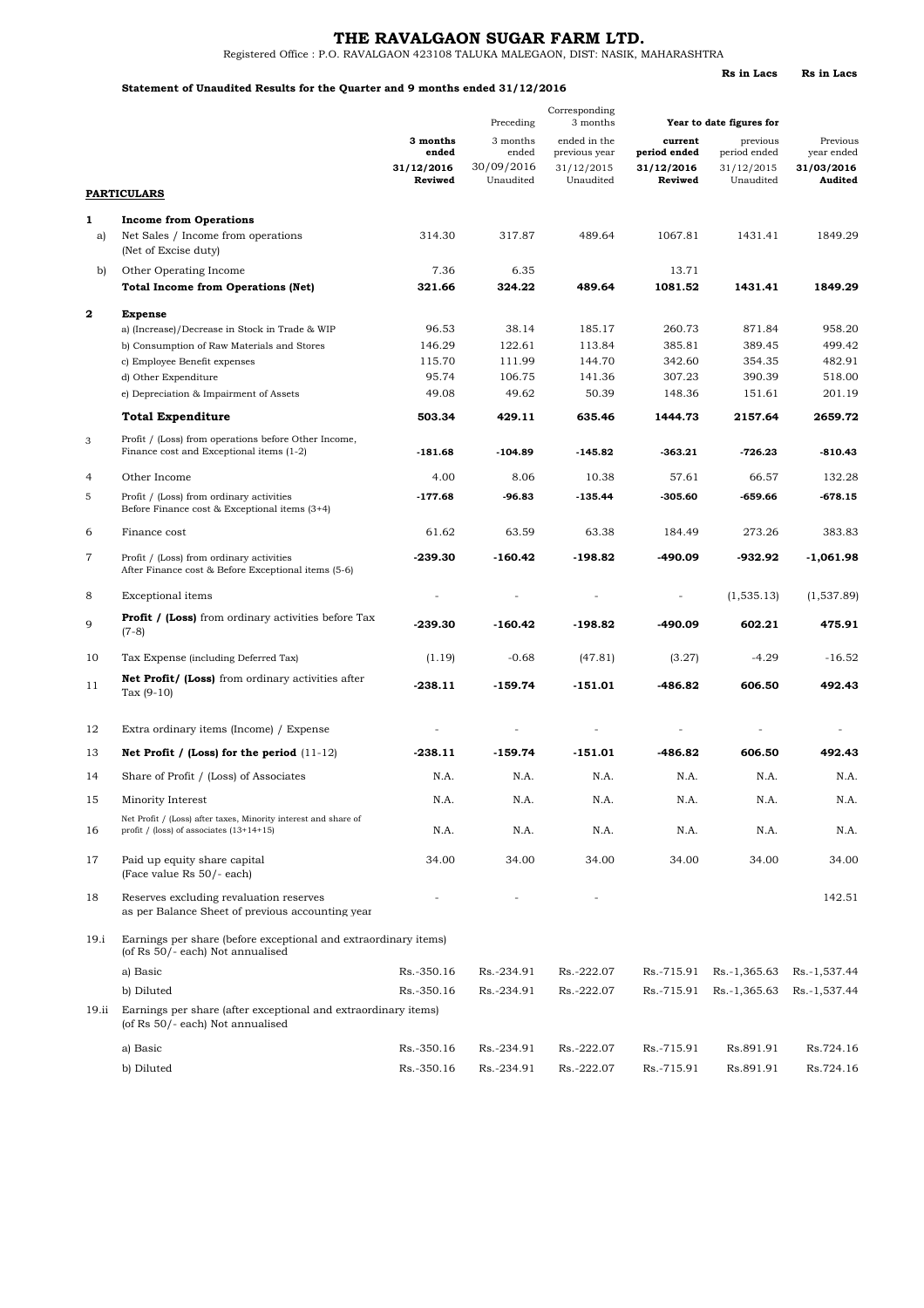# THE RAVALGAON SUGAR FARM LTD.

Registered Office : P.O. RAVALGAON 423108 TALUKA MALEGAON, DIST: NASIK, MAHARASHTRA

**Statement of Unaudited Results for the Quarter and 9 months ended 31/12/2016**

**Rs in Lacs** **Rs in Lacs**

| | PARTICULARS | 3 months ended 31/12/2016 Reviwed | Preceding 3 months ended 30/09/2016 Unaudited | Corresponding 3 months ended in the previous year 31/12/2015 Unaudited | Year to date figures for current period ended 31/12/2016 Reviwed | Year to date figures for previous period ended 31/12/2015 Unaudited | Previous year ended 31/03/2016 Audited |
|---|---|---|---|---|---|---|---|
| **1** | **Income from Operations** | | | | | | |
| a) | Net Sales / Income from operations (Net of Excise duty) | 314.30 | 317.87 | 489.64 | 1067.81 | 1431.41 | 1849.29 |
| b) | Other Operating Income | 7.36 | 6.35 | | 13.71 | | |
| | **Total Income from Operations (Net)** | **321.66** | **324.22** | **489.64** | **1081.52** | **1431.41** | **1849.29** |
| **2** | **Expense** | | | | | | |
| | a) (Increase)/Decrease in Stock in Trade & WIP | 96.53 | 38.14 | 185.17 | 260.73 | 871.84 | 958.20 |
| | b) Consumption of Raw Materials and Stores | 146.29 | 122.61 | 113.84 | 385.81 | 389.45 | 499.42 |
| | c) Employee Benefit expenses | 115.70 | 111.99 | 144.70 | 342.60 | 354.35 | 482.91 |
| | d) Other Expenditure | 95.74 | 106.75 | 141.36 | 307.23 | 390.39 | 518.00 |
| | e) Depreciation & Impairment of Assets | 49.08 | 49.62 | 50.39 | 148.36 | 151.61 | 201.19 |
| | **Total Expenditure** | **503.34** | **429.11** | **635.46** | **1444.73** | **2157.64** | **2659.72** |
| 3 | Profit / (Loss) from operations before Other Income, Finance cost and Exceptional items (1-2) | **-181.68** | **-104.89** | **-145.82** | **-363.21** | **-726.23** | **-810.43** |
| 4 | Other Income | 4.00 | 8.06 | 10.38 | 57.61 | 66.57 | 132.28 |
| 5 | Profit / (Loss) from ordinary activities Before Finance cost & Exceptional items (3+4) | **-177.68** | **-96.83** | **-135.44** | **-305.60** | **-659.66** | **-678.15** |
| 6 | Finance cost | 61.62 | 63.59 | 63.38 | 184.49 | 273.26 | 383.83 |
| 7 | Profit / (Loss) from ordinary activities After Finance cost & Before Exceptional items (5-6) | **-239.30** | **-160.42** | **-198.82** | **-490.09** | **-932.92** | **-1,061.98** |
| 8 | Exceptional items | - | - | - | - | (1,535.13) | (1,537.89) |
| 9 | **Profit / (Loss)** from ordinary activities before Tax (7-8) | **-239.30** | **-160.42** | **-198.82** | **-490.09** | **602.21** | **475.91** |
| 10 | Tax Expense (including Deferred Tax) | (1.19) | -0.68 | (47.81) | (3.27) | -4.29 | -16.52 |
| 11 | **Net Profit/ (Loss)** from ordinary activities after Tax (9-10) | **-238.11** | **-159.74** | **-151.01** | **-486.82** | **606.50** | **492.43** |
| 12 | Extra ordinary items (Income) / Expense | - | - | - | - | - | - |
| 13 | **Net Profit / (Loss) for the period** (11-12) | **-238.11** | **-159.74** | **-151.01** | **-486.82** | **606.50** | **492.43** |
| 14 | Share of Profit / (Loss) of Associates | N.A. | N.A. | N.A. | N.A. | N.A. | N.A. |
| 15 | Minority Interest | N.A. | N.A. | N.A. | N.A. | N.A. | N.A. |
| 16 | Net Profit / (Loss) after taxes, Minority interest and share of profit / (loss) of associates (13+14+15) | N.A. | N.A. | N.A. | N.A. | N.A. | N.A. |
| 17 | Paid up equity share capital (Face value Rs 50/- each) | 34.00 | 34.00 | 34.00 | 34.00 | 34.00 | 34.00 |
| 18 | Reserves excluding revaluation reserves as per Balance Sheet of previous accounting year | - | - | - | | | 142.51 |
| 19.i | Earnings per share (before exceptional and extraordinary items) (of Rs 50/- each) Not annualised | | | | | | |
| | a) Basic | Rs.-350.16 | Rs.-234.91 | Rs.-222.07 | Rs.-715.91 | Rs.-1,365.63 | Rs.-1,537.44 |
| | b) Diluted | Rs.-350.16 | Rs.-234.91 | Rs.-222.07 | Rs.-715.91 | Rs.-1,365.63 | Rs.-1,537.44 |
| 19.ii | Earnings per share (after exceptional and extraordinary items) (of Rs 50/- each) Not annualised | | | | | | |
| | a) Basic | Rs.-350.16 | Rs.-234.91 | Rs.-222.07 | Rs.-715.91 | Rs.891.91 | Rs.724.16 |
| | b) Diluted | Rs.-350.16 | Rs.-234.91 | Rs.-222.07 | Rs.-715.91 | Rs.891.91 | Rs.724.16 |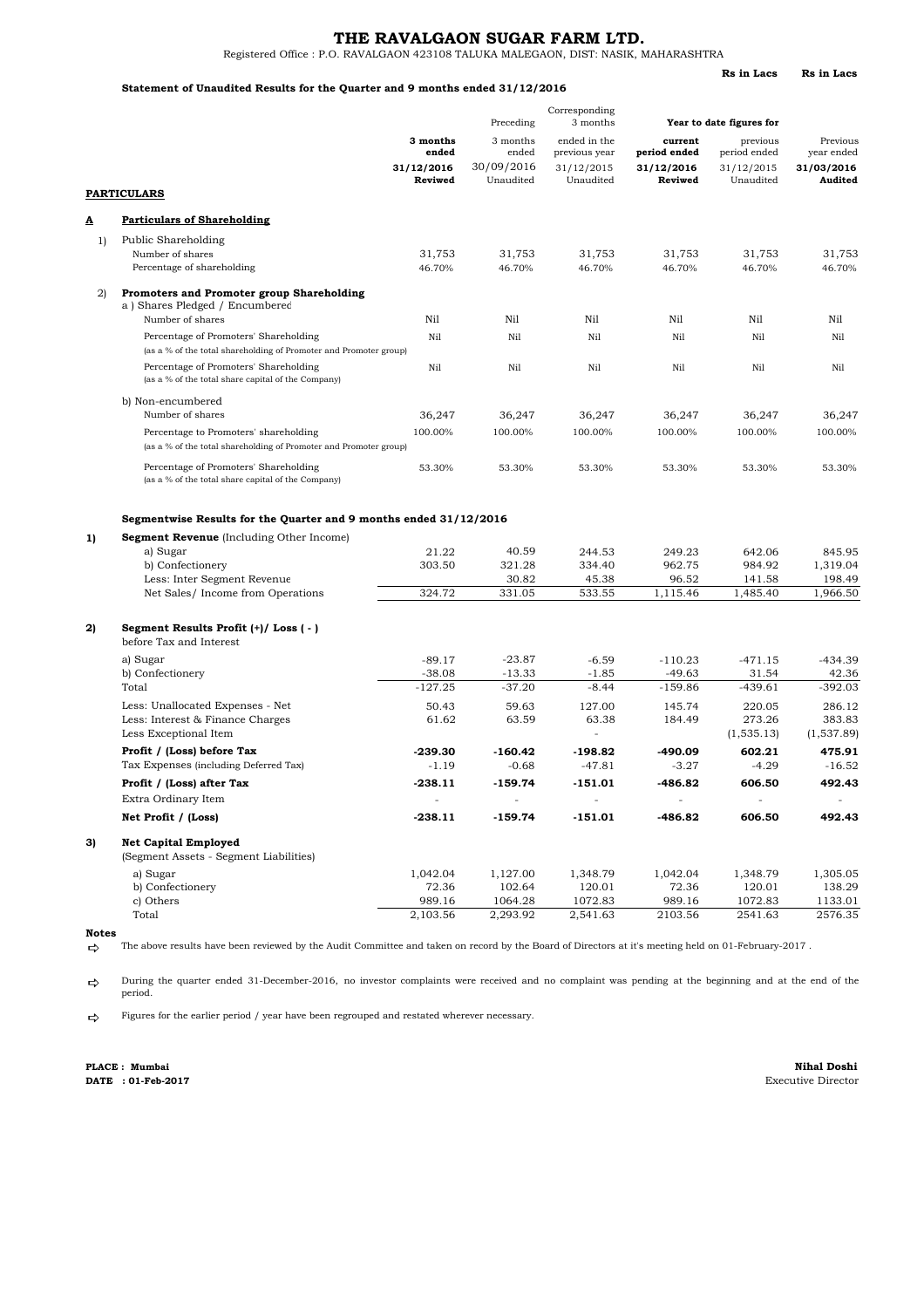# THE RAVALGAON SUGAR FARM LTD.

Registered Office : P.O. RAVALGAON 423108 TALUKA MALEGAON, DIST: NASIK, MAHARASHTRA

**Statement of Unaudited Results for the Quarter and 9 months ended 31/12/2016**

**Rs in Lacs** **Rs in Lacs**

| | **PARTICULARS** | **3 months ended 31/12/2016 Reviwed** | Preceding 3 months ended 30/09/2016 Unaudited | Corresponding 3 months ended in the previous year 31/12/2015 Unaudited | Year to date figures for **current period ended 31/12/2016 Reviwed** | Year to date figures for previous period ended 31/12/2015 Unaudited | Previous year ended **31/03/2016 Audited** |
|---|---|---|---|---|---|---|---|
| **A** | **Particulars of Shareholding** | | | | | | |
| 1) | Public Shareholding | | | | | | |
| | Number of shares | 31,753 | 31,753 | 31,753 | 31,753 | 31,753 | 31,753 |
| | Percentage of shareholding | 46.70% | 46.70% | 46.70% | 46.70% | 46.70% | 46.70% |
| 2) | **Promoters and Promoter group Shareholding** | | | | | | |
| | a ) Shares Pledged / Encumbered | | | | | | |
| | Number of shares | Nil | Nil | Nil | Nil | Nil | Nil |
| | Percentage of Promoters' Shareholding (as a % of the total shareholding of Promoter and Promoter group) | Nil | Nil | Nil | Nil | Nil | Nil |
| | Percentage of Promoters' Shareholding (as a % of the total share capital of the Company) | Nil | Nil | Nil | Nil | Nil | Nil |
| | b) Non-encumbered | | | | | | |
| | Number of shares | 36,247 | 36,247 | 36,247 | 36,247 | 36,247 | 36,247 |
| | Percentage to Promoters' shareholding (as a % of the total shareholding of Promoter and Promoter group) | 100.00% | 100.00% | 100.00% | 100.00% | 100.00% | 100.00% |
| | Percentage of Promoters' Shareholding (as a % of the total share capital of the Company) | 53.30% | 53.30% | 53.30% | 53.30% | 53.30% | 53.30% |

**Segmentwise Results for the Quarter and 9 months ended 31/12/2016**

| | | 3 months ended 31/12/2016 | 3 months ended 30/09/2016 | 3 months ended 31/12/2015 | current period ended 31/12/2016 | previous period ended 31/12/2015 | Previous year ended 31/03/2016 |
|---|---|---|---|---|---|---|---|
| **1)** | **Segment Revenue** (Including Other Income) | | | | | | |
| | a) Sugar | 21.22 | 40.59 | 244.53 | 249.23 | 642.06 | 845.95 |
| | b) Confectionery | 303.50 | 321.28 | 334.40 | 962.75 | 984.92 | 1,319.04 |
| | Less: Inter Segment Revenue | | 30.82 | 45.38 | 96.52 | 141.58 | 198.49 |
| | Net Sales/ Income from Operations | 324.72 | 331.05 | 533.55 | 1,115.46 | 1,485.40 | 1,966.50 |
| **2)** | **Segment Results Profit (+)/ Loss ( - )** before Tax and Interest | | | | | | |
| | a) Sugar | -89.17 | -23.87 | -6.59 | -110.23 | -471.15 | -434.39 |
| | b) Confectionery | -38.08 | -13.33 | -1.85 | -49.63 | 31.54 | 42.36 |
| | Total | -127.25 | -37.20 | -8.44 | -159.86 | -439.61 | -392.03 |
| | Less: Unallocated Expenses - Net | 50.43 | 59.63 | 127.00 | 145.74 | 220.05 | 286.12 |
| | Less: Interest & Finance Charges | 61.62 | 63.59 | 63.38 | 184.49 | 273.26 | 383.83 |
| | Less Exceptional Item | | | - | | (1,535.13) | (1,537.89) |
| | **Profit / (Loss) before Tax** | **-239.30** | **-160.42** | **-198.82** | **-490.09** | **602.21** | **475.91** |
| | Tax Expenses (including Deferred Tax) | -1.19 | -0.68 | -47.81 | -3.27 | -4.29 | -16.52 |
| | **Profit / (Loss) after Tax** | **-238.11** | **-159.74** | **-151.01** | **-486.82** | **606.50** | **492.43** |
| | Extra Ordinary Item | - | - | - | - | - | - |
| | **Net Profit / (Loss)** | **-238.11** | **-159.74** | **-151.01** | **-486.82** | **606.50** | **492.43** |
| **3)** | **Net Capital Employed** (Segment Assets - Segment Liabilities) | | | | | | |
| | a) Sugar | 1,042.04 | 1,127.00 | 1,348.79 | 1,042.04 | 1,348.79 | 1,305.05 |
| | b) Confectionery | 72.36 | 102.64 | 120.01 | 72.36 | 120.01 | 138.29 |
| | c) Others | 989.16 | 1064.28 | 1072.83 | 989.16 | 1072.83 | 1133.01 |
| | Total | 2,103.56 | 2,293.92 | 2,541.63 | 2103.56 | 2541.63 | 2576.35 |

**Notes**

- The above results have been reviewed by the Audit Committee and taken on record by the Board of Directors at it's meeting held on 01-February-2017 .
- During the quarter ended 31-December-2016, no investor complaints were received and no complaint was pending at the beginning and at the end of the period.
- Figures for the earlier period / year have been regrouped and restated wherever necessary.

**PLACE : Mumbai**
**DATE : 01-Feb-2017**

**Nihal Doshi**
Executive Director